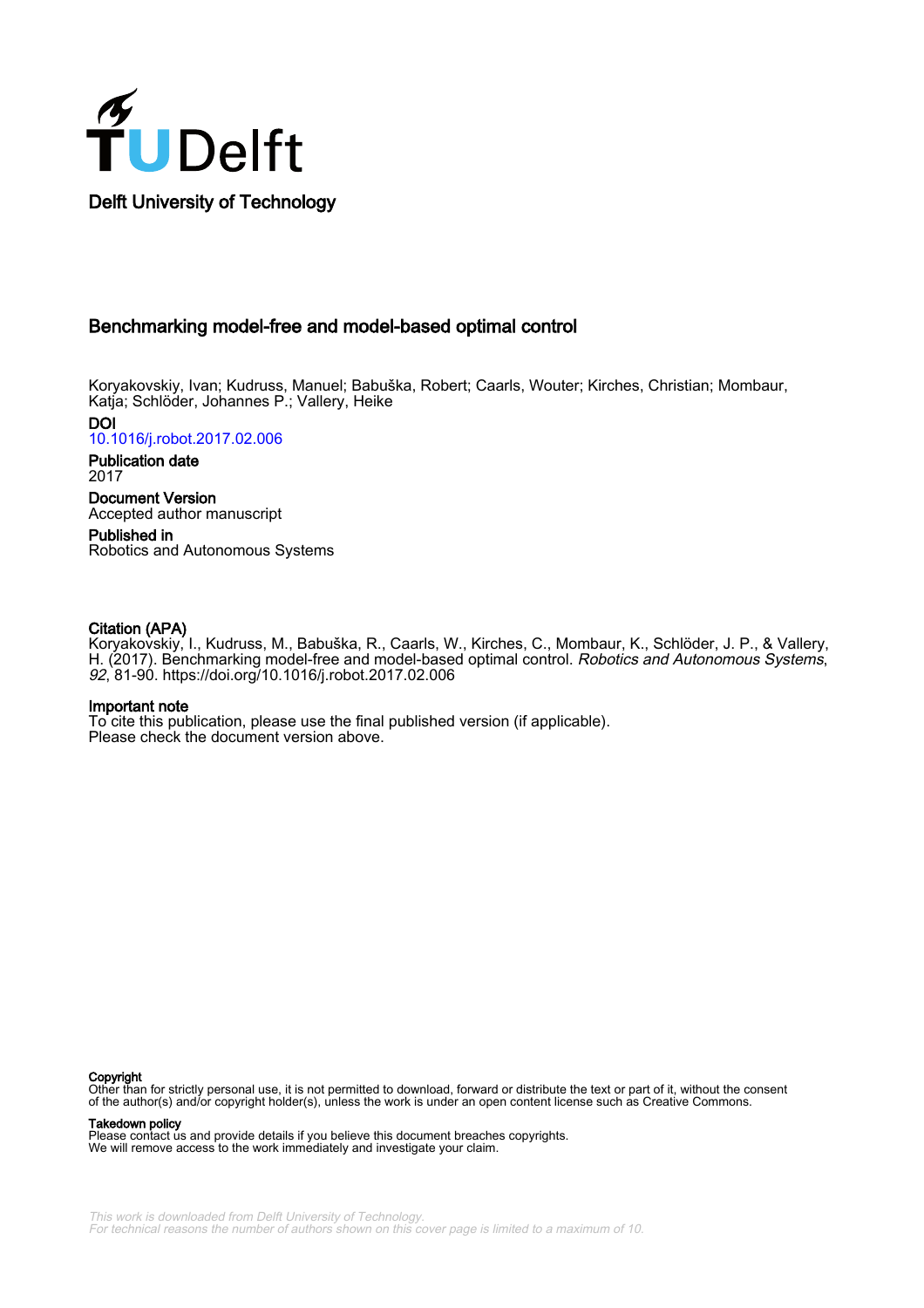Delft University of Technology

# Benchmarking model-free and model-based optimal control

Koryakovskiy, Ivan; Kudruss, Manuel; Babuška, Robert; Caarls, Wouter; Kirches, Christian; Mombaur, Katja; Schlöder, Johannes P.; Vallery, Heike

**DOI**
10.1016/j.robot.2017.02.006

**Publication date**
2017

**Document Version**
Accepted author manuscript

**Published in**
Robotics and Autonomous Systems

**Citation (APA)**
Koryakovskiy, I., Kudruss, M., Babuška, R., Caarls, W., Kirches, C., Mombaur, K., Schlöder, J. P., & Vallery, H. (2017). Benchmarking model-free and model-based optimal control. *Robotics and Autonomous Systems*, *92*, 81-90. https://doi.org/10.1016/j.robot.2017.02.006

**Important note**
To cite this publication, please use the final published version (if applicable). Please check the document version above.

**Copyright**
Other than for strictly personal use, it is not permitted to download, forward or distribute the text or part of it, without the consent of the author(s) and/or copyright holder(s), unless the work is under an open content license such as Creative Commons.

**Takedown policy**
Please contact us and provide details if you believe this document breaches copyrights. We will remove access to the work immediately and investigate your claim.

This work is downloaded from Delft University of Technology.
For technical reasons the number of authors shown on this cover page is limited to a maximum of 10.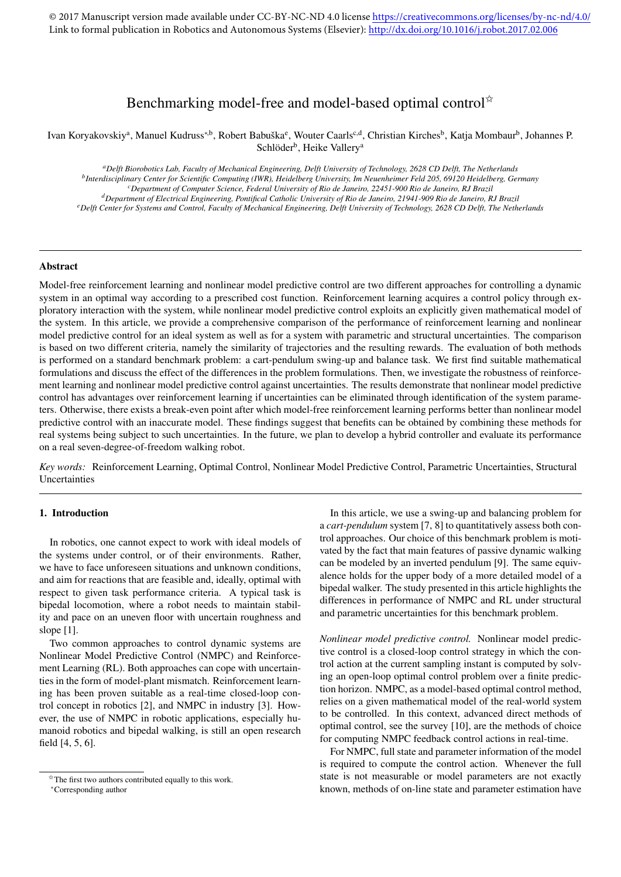© 2017 Manuscript version made available under CC-BY-NC-ND 4.0 license https://creativecommons.org/licenses/by-nc-nd/4.0/
Link to formal publication in Robotics and Autonomous Systems (Elsevier): http://dx.doi.org/10.1016/j.robot.2017.02.006

# Benchmarking model-free and model-based optimal control[☆]

Ivan Koryakovskiy[a], Manuel Kudruss[*,b], Robert Babuška[e], Wouter Caarls[c,d], Christian Kirches[b], Katja Mombaur[b], Johannes P. Schlöder[b], Heike Vallery[a]

[a] *Delft Biorobotics Lab, Faculty of Mechanical Engineering, Delft University of Technology, 2628 CD Delft, The Netherlands*
[b] *Interdisciplinary Center for Scientific Computing (IWR), Heidelberg University, Im Neuenheimer Feld 205, 69120 Heidelberg, Germany*
[c] *Department of Computer Science, Federal University of Rio de Janeiro, 22451-900 Rio de Janeiro, RJ Brazil*
[d] *Department of Electrical Engineering, Pontifical Catholic University of Rio de Janeiro, 21941-909 Rio de Janeiro, RJ Brazil*
[e] *Delft Center for Systems and Control, Faculty of Mechanical Engineering, Delft University of Technology, 2628 CD Delft, The Netherlands*

---

## Abstract

Model-free reinforcement learning and nonlinear model predictive control are two different approaches for controlling a dynamic system in an optimal way according to a prescribed cost function. Reinforcement learning acquires a control policy through exploratory interaction with the system, while nonlinear model predictive control exploits an explicitly given mathematical model of the system. In this article, we provide a comprehensive comparison of the performance of reinforcement learning and nonlinear model predictive control for an ideal system as well as for a system with parametric and structural uncertainties. The comparison is based on two different criteria, namely the similarity of trajectories and the resulting rewards. The evaluation of both methods is performed on a standard benchmark problem: a cart-pendulum swing-up and balance task. We first find suitable mathematical formulations and discuss the effect of the differences in the problem formulations. Then, we investigate the robustness of reinforcement learning and nonlinear model predictive control against uncertainties. The results demonstrate that nonlinear model predictive control has advantages over reinforcement learning if uncertainties can be eliminated through identification of the system parameters. Otherwise, there exists a break-even point after which model-free reinforcement learning performs better than nonlinear model predictive control with an inaccurate model. These findings suggest that benefits can be obtained by combining these methods for real systems being subject to such uncertainties. In the future, we plan to develop a hybrid controller and evaluate its performance on a real seven-degree-of-freedom walking robot.

*Key words:* Reinforcement Learning, Optimal Control, Nonlinear Model Predictive Control, Parametric Uncertainties, Structural Uncertainties

---

## 1. Introduction

In robotics, one cannot expect to work with ideal models of the systems under control, or of their environments. Rather, we have to face unforeseen situations and unknown conditions, and aim for reactions that are feasible and, ideally, optimal with respect to given task performance criteria. A typical task is bipedal locomotion, where a robot needs to maintain stability and pace on an uneven floor with uncertain roughness and slope [1].

Two common approaches to control dynamic systems are Nonlinear Model Predictive Control (NMPC) and Reinforcement Learning (RL). Both approaches can cope with uncertainties in the form of model-plant mismatch. Reinforcement learning has been proven suitable as a real-time closed-loop control concept in robotics [2], and NMPC in industry [3]. However, the use of NMPC in robotic applications, especially humanoid robotics and bipedal walking, is still an open research field [4, 5, 6].

In this article, we use a swing-up and balancing problem for a *cart-pendulum* system [7, 8] to quantitatively assess both control approaches. Our choice of this benchmark problem is motivated by the fact that main features of passive dynamic walking can be modeled by an inverted pendulum [9]. The same equivalence holds for the upper body of a more detailed model of a bipedal walker. The study presented in this article highlights the differences in performance of NMPC and RL under structural and parametric uncertainties for this benchmark problem.

*Nonlinear model predictive control.* Nonlinear model predictive control is a closed-loop control strategy in which the control action at the current sampling instant is computed by solving an open-loop optimal control problem over a finite prediction horizon. NMPC, as a model-based optimal control method, relies on a given mathematical model of the real-world system to be controlled. In this context, advanced direct methods of optimal control, see the survey [10], are the methods of choice for computing NMPC feedback control actions in real-time.

For NMPC, full state and parameter information of the model is required to compute the control action. Whenever the full state is not measurable or model parameters are not exactly known, methods of on-line state and parameter estimation have

[☆] The first two authors contributed equally to this work.
[*] Corresponding author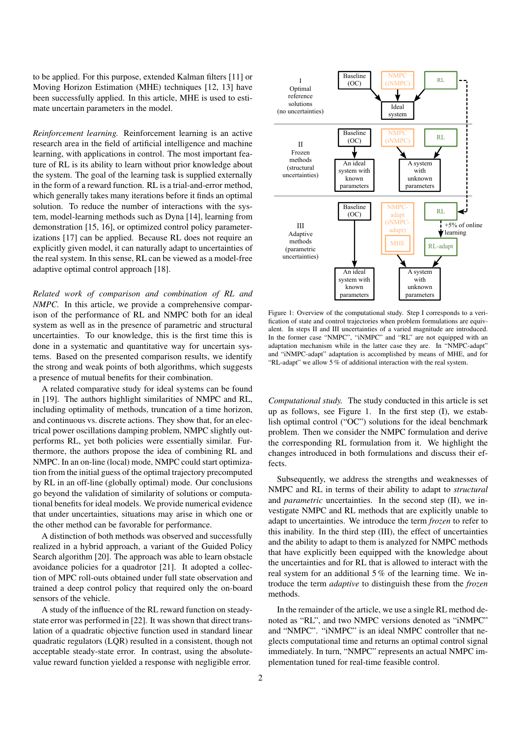to be applied. For this purpose, extended Kalman filters [11] or Moving Horizon Estimation (MHE) techniques [12, 13] have been successfully applied. In this article, MHE is used to estimate uncertain parameters in the model.

*Reinforcement learning.* Reinforcement learning is an active research area in the field of artificial intelligence and machine learning, with applications in control. The most important feature of RL is its ability to learn without prior knowledge about the system. The goal of the learning task is supplied externally in the form of a reward function. RL is a trial-and-error method, which generally takes many iterations before it finds an optimal solution. To reduce the number of interactions with the system, model-learning methods such as Dyna [14], learning from demonstration [15, 16], or optimized control policy parameterizations [17] can be applied. Because RL does not require an explicitly given model, it can naturally adapt to uncertainties of the real system. In this sense, RL can be viewed as a model-free adaptive optimal control approach [18].

*Related work of comparison and combination of RL and NMPC.* In this article, we provide a comprehensive comparison of the performance of RL and NMPC both for an ideal system as well as in the presence of parametric and structural uncertainties. To our knowledge, this is the first time this is done in a systematic and quantitative way for uncertain systems. Based on the presented comparison results, we identify the strong and weak points of both algorithms, which suggests a presence of mutual benefits for their combination.

A related comparative study for ideal systems can be found in [19]. The authors highlight similarities of NMPC and RL, including optimality of methods, truncation of a time horizon, and continuous vs. discrete actions. They show that, for an electrical power oscillations damping problem, NMPC slightly outperforms RL, yet both policies were essentially similar. Furthermore, the authors propose the idea of combining RL and NMPC. In an on-line (local) mode, NMPC could start optimization from the initial guess of the optimal trajectory precomputed by RL in an off-line (globally optimal) mode. Our conclusions go beyond the validation of similarity of solutions or computational benefits for ideal models. We provide numerical evidence that under uncertainties, situations may arise in which one or the other method can be favorable for performance.

A distinction of both methods was observed and successfully realized in a hybrid approach, a variant of the Guided Policy Search algorithm [20]. The approach was able to learn obstacle avoidance policies for a quadrotor [21]. It adopted a collection of MPC roll-outs obtained under full state observation and trained a deep control policy that required only the on-board sensors of the vehicle.

A study of the influence of the RL reward function on steady-state error was performed in [22]. It was shown that direct translation of a quadratic objective function used in standard linear quadratic regulators (LQR) resulted in a consistent, though not acceptable steady-state error. In contrast, using the absolute-value reward function yielded a response with negligible error.

Figure 1: Overview of the computational study. Step I corresponds to a verification of state and control trajectories when problem formulations are equivalent. In steps II and III uncertainties of a varied magnitude are introduced. In the former case "NMPC", "iNMPC" and "RL" are not equipped with an adaptation mechanism while in the latter case they are. In "NMPC-adapt" and "iNMPC-adapt" adaptation is accomplished by means of MHE, and for "RL-adapt" we allow 5 % of additional interaction with the real system.

*Computational study.* The study conducted in this article is set up as follows, see Figure 1. In the first step (I), we establish optimal control ("OC") solutions for the ideal benchmark problem. Then we consider the NMPC formulation and derive the corresponding RL formulation from it. We highlight the changes introduced in both formulations and discuss their effects.

Subsequently, we address the strengths and weaknesses of NMPC and RL in terms of their ability to adapt to *structural* and *parametric* uncertainties. In the second step (II), we investigate NMPC and RL methods that are explicitly unable to adapt to uncertainties. We introduce the term *frozen* to refer to this inability. In the third step (III), the effect of uncertainties and the ability to adapt to them is analyzed for NMPC methods that have explicitly been equipped with the knowledge about the uncertainties and for RL that is allowed to interact with the real system for an additional 5 % of the learning time. We introduce the term *adaptive* to distinguish these from the *frozen* methods.

In the remainder of the article, we use a single RL method denoted as "RL", and two NMPC versions denoted as "iNMPC" and "NMPC". "iNMPC" is an ideal NMPC controller that neglects computational time and returns an optimal control signal immediately. In turn, "NMPC" represents an actual NMPC implementation tuned for real-time feasible control.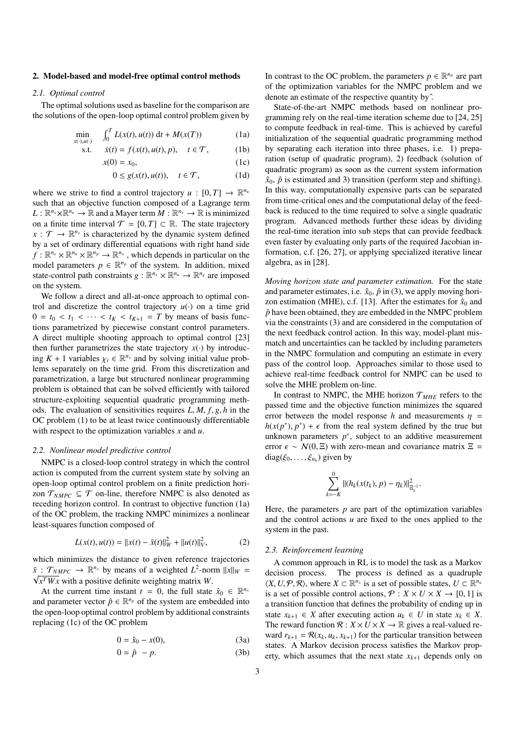## 2. Model-based and model-free optimal control methods

### 2.1. Optimal control

The optimal solutions used as baseline for the comparison are the solutions of the open-loop optimal control problem given by

$$\min_{x(\cdot),u(\cdot)} \quad \int_0^T L(x(t), u(t))\, \mathrm{d}t + M(x(T)) \tag{1a}$$

$$\text{s.t.} \quad \dot{x}(t) = f(x(t), u(t), p), \quad t \in \mathcal{T}, \tag{1b}$$

$$x(0) = x_0, \tag{1c}$$

$$0 \leq g(x(t), u(t)), \quad t \in \mathcal{T}, \tag{1d}$$

where we strive to find a control trajectory $u : [0, T] \to \mathbb{R}^{n_u}$ such that an objective function composed of a Lagrange term $L : \mathbb{R}^{n_x} \times \mathbb{R}^{n_u} \to \mathbb{R}$ and a Mayer term $M : \mathbb{R}^{n_x} \to \mathbb{R}$ is minimized on a finite time interval $\mathcal{T} = [0, T] \subset \mathbb{R}$. The state trajectory $x : \mathcal{T} \to \mathbb{R}^{n_x}$ is characterized by the dynamic system defined by a set of ordinary differential equations with right hand side $f : \mathbb{R}^{n_x} \times \mathbb{R}^{n_u} \times \mathbb{R}^{n_p} \to \mathbb{R}^{n_x}$, which depends in particular on the model parameters $p \in \mathbb{R}^{n_p}$ of the system. In addition, mixed state-control path constraints $g : \mathbb{R}^{n_x} \times \mathbb{R}^{n_u} \to \mathbb{R}^{n_g}$ are imposed on the system.

We follow a direct and all-at-once approach to optimal control and discretize the control trajectory $u(\cdot)$ on a time grid $0 = t_0 < t_1 < \cdots < t_K < t_{K+1} = T$ by means of basis functions parametrized by piecewise constant control parameters. A direct multiple shooting approach to optimal control [23] then further parametrizes the state trajectory $x(\cdot)$ by introducing $K + 1$ variables $\chi_i \in \mathbb{R}^{n_x}$ and by solving initial value problems separately on the time grid. From this discretization and parametrization, a large but structured nonlinear programming problem is obtained that can be solved efficiently with tailored structure-exploiting sequential quadratic programming methods. The evaluation of sensitivities requires $L, M, f, g, h$ in the OC problem (1) to be at least twice continuously differentiable with respect to the optimization variables $x$ and $u$.

### 2.2. Nonlinear model predictive control

NMPC is a closed-loop control strategy in which the control action is computed from the current system state by solving an open-loop optimal control problem on a finite prediction horizon $\mathcal{T}_{NMPC} \subseteq \mathcal{T}$ on-line, therefore NMPC is also denoted as receding horizon control. In contrast to objective function (1a) of the OC problem, the tracking NMPC minimizes a nonlinear least-squares function composed of

$$L(x(t), u(t)) = \|x(t) - \bar{x}(t)\|_W^2 + \|u(t)\|_V^2, \tag{2}$$

which minimizes the distance to given reference trajectories $\bar{x} : \mathcal{T}_{NMPC} \to \mathbb{R}^{n_x}$ by means of a weighted $L^2$-norm $\|x\|_W = \sqrt{x^T W x}$ with a positive definite weighting matrix $W$.

At the current time instant $t = 0$, the full state $\hat{x}_0 \in \mathbb{R}^{n_x}$ and parameter vector $\hat{p} \in \mathbb{R}^{n_p}$ of the system are embedded into the open-loop optimal control problem by additional constraints replacing (1c) of the OC problem

$$0 = \hat{x}_0 - x(0), \tag{3a}$$

$$0 = \hat{p} \; - p. \tag{3b}$$

In contrast to the OC problem, the parameters $p \in \mathbb{R}^{n_p}$ are part of the optimization variables for the NMPC problem and we denote an estimate of the respective quantity by $\hat{\cdot}$.

State-of-the-art NMPC methods based on nonlinear programming rely on the real-time iteration scheme due to [24, 25] to compute feedback in real-time. This is achieved by careful initialization of the sequential quadratic programming method by separating each iteration into three phases, i.e. 1) preparation (setup of quadratic program), 2) feedback (solution of quadratic program) as soon as the current system information $\hat{x}_0$, $\hat{p}$ is estimated and 3) transition (perform step and shifting). In this way, computationally expensive parts can be separated from time-critical ones and the computational delay of the feedback is reduced to the time required to solve a single quadratic program. Advanced methods further these ideas by dividing the real-time iteration into sub steps that can provide feedback even faster by evaluating only parts of the required Jacobian information, c.f. [26, 27], or applying specialized iterative linear algebra, as in [28].

*Moving horizon state and parameter estimation.* For the state and parameter estimates, i.e. $\hat{x}_0$, $\hat{p}$ in (3), we apply moving horizon estimation (MHE), c.f. [13]. After the estimates for $\hat{x}_0$ and $\hat{p}$ have been obtained, they are embedded in the NMPC problem via the constraints (3) and are considered in the computation of the next feedback control action. In this way, model-plant mismatch and uncertainties can be tackled by including parameters in the NMPC formulation and computing an estimate in every pass of the control loop. Approaches similar to those used to achieve real-time feedback control for NMPC can be used to solve the MHE problem on-line.

In contrast to NMPC, the MHE horizon $\mathcal{T}_{MHE}$ refers to the passed time and the objective function minimizes the squared error between the model response $h$ and measurements $\eta = h(x(p^*), p^*) + \epsilon$ from the real system defined by the true but unknown parameters $p^*$, subject to an additive measurement error $\epsilon \sim \mathcal{N}(0, \Xi)$ with zero-mean and covariance matrix $\Xi = \mathrm{diag}(\xi_0, \ldots, \xi_{n_h})$ given by

$$\sum_{k=-K}^{0} \|(h_k(x(t_k), p) - \eta_k)\|_{\Xi_k^{-1}}^2.$$

Here, the parameters $p$ are part of the optimization variables and the control actions $u$ are fixed to the ones applied to the system in the past.

### 2.3. Reinforcement learning

A common approach in RL is to model the task as a Markov decision process. The process is defined as a quadruple $\langle X, U, \mathcal{P}, \mathcal{R} \rangle$, where $X \subset \mathbb{R}^{n_x}$ is a set of possible states, $U \subset \mathbb{R}^{n_u}$ is a set of possible control actions, $\mathcal{P} : X \times U \times X \to [0, 1]$ is a transition function that defines the probability of ending up in state $x_{k+1} \in X$ after executing action $u_k \in U$ in state $x_k \in X$. The reward function $\mathcal{R} : X \times U \times X \to \mathbb{R}$ gives a real-valued reward $r_{k+1} = \mathcal{R}(x_k, u_k, x_{k+1})$ for the particular transition between states. A Markov decision process satisfies the Markov property, which assumes that the next state $x_{k+1}$ depends only on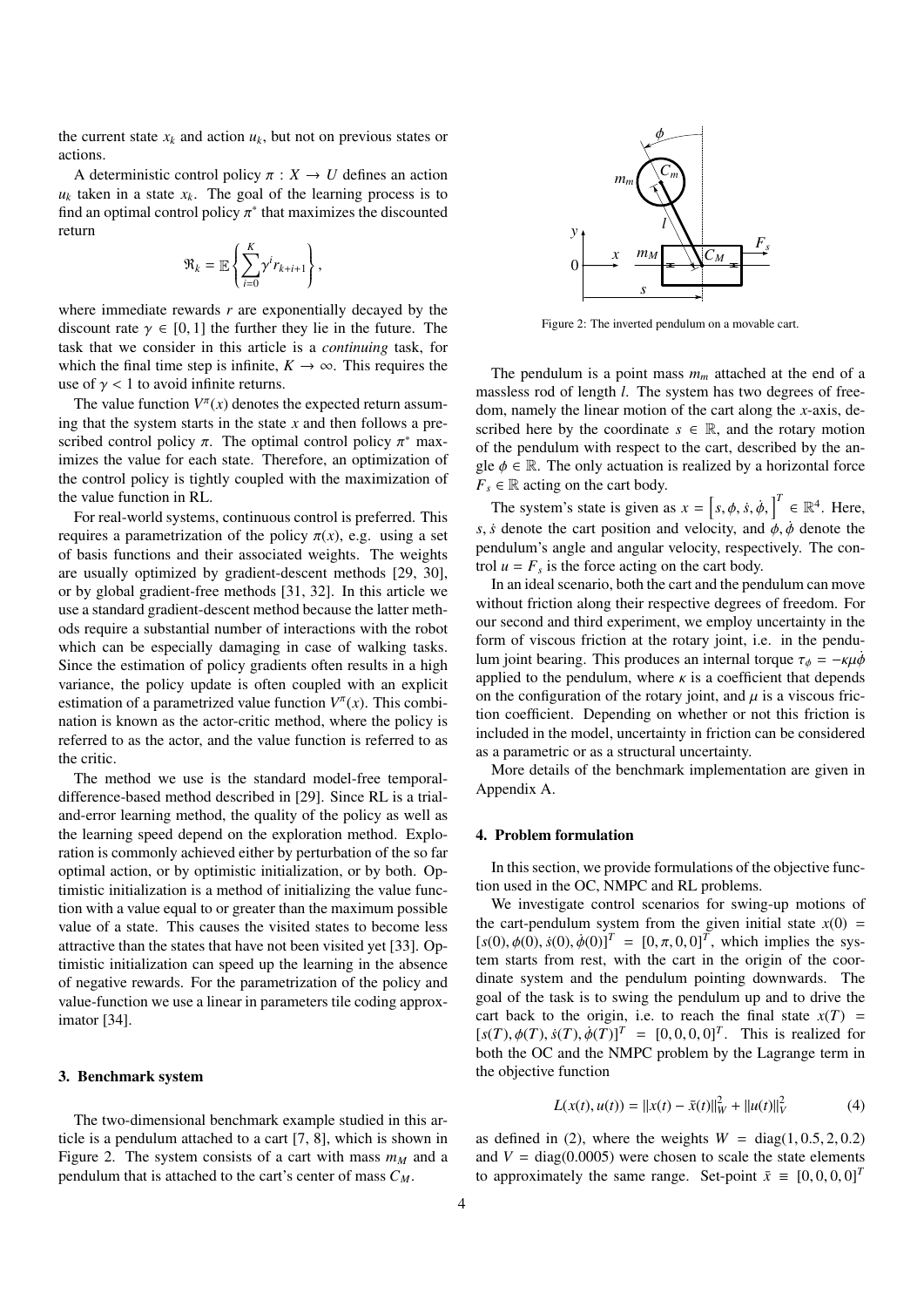the current state $x_k$ and action $u_k$, but not on previous states or actions.

A deterministic control policy $\pi : X \rightarrow U$ defines an action $u_k$ taken in a state $x_k$. The goal of the learning process is to find an optimal control policy $\pi^*$ that maximizes the discounted return

$$\Re_k = \mathbb{E}\left\{\sum_{i=0}^{K} \gamma^i r_{k+i+1}\right\},$$

where immediate rewards $r$ are exponentially decayed by the discount rate $\gamma \in [0, 1]$ the further they lie in the future. The task that we consider in this article is a *continuing* task, for which the final time step is infinite, $K \rightarrow \infty$. This requires the use of $\gamma < 1$ to avoid infinite returns.

The value function $V^\pi(x)$ denotes the expected return assuming that the system starts in the state $x$ and then follows a prescribed control policy $\pi$. The optimal control policy $\pi^*$ maximizes the value for each state. Therefore, an optimization of the control policy is tightly coupled with the maximization of the value function in RL.

For real-world systems, continuous control is preferred. This requires a parametrization of the policy $\pi(x)$, e.g. using a set of basis functions and their associated weights. The weights are usually optimized by gradient-descent methods [29, 30], or by global gradient-free methods [31, 32]. In this article we use a standard gradient-descent method because the latter methods require a substantial number of interactions with the robot which can be especially damaging in case of walking tasks. Since the estimation of policy gradients often results in a high variance, the policy update is often coupled with an explicit estimation of a parametrized value function $V^\pi(x)$. This combination is known as the actor-critic method, where the policy is referred to as the actor, and the value function is referred to as the critic.

The method we use is the standard model-free temporal-difference-based method described in [29]. Since RL is a trial-and-error learning method, the quality of the policy as well as the learning speed depend on the exploration method. Exploration is commonly achieved either by perturbation of the so far optimal action, or by optimistic initialization, or by both. Optimistic initialization is a method of initializing the value function with a value equal to or greater than the maximum possible value of a state. This causes the visited states to become less attractive than the states that have not been visited yet [33]. Optimistic initialization can speed up the learning in the absence of negative rewards. For the parametrization of the policy and value-function we use a linear in parameters tile coding approximator [34].

## 3. Benchmark system

The two-dimensional benchmark example studied in this article is a pendulum attached to a cart [7, 8], which is shown in Figure 2. The system consists of a cart with mass $m_M$ and a pendulum that is attached to the cart's center of mass $C_M$.

Figure 2: The inverted pendulum on a movable cart.

The pendulum is a point mass $m_m$ attached at the end of a massless rod of length $l$. The system has two degrees of freedom, namely the linear motion of the cart along the $x$-axis, described here by the coordinate $s \in \mathbb{R}$, and the rotary motion of the pendulum with respect to the cart, described by the angle $\phi \in \mathbb{R}$. The only actuation is realized by a horizontal force $F_s \in \mathbb{R}$ acting on the cart body.

The system's state is given as $x = \left[s, \phi, \dot{s}, \dot{\phi},\right]^T \in \mathbb{R}^4$. Here, $s, \dot{s}$ denote the cart position and velocity, and $\phi, \dot{\phi}$ denote the pendulum's angle and angular velocity, respectively. The control $u = F_s$ is the force acting on the cart body.

In an ideal scenario, both the cart and the pendulum can move without friction along their respective degrees of freedom. For our second and third experiment, we employ uncertainty in the form of viscous friction at the rotary joint, i.e. in the pendulum joint bearing. This produces an internal torque $\tau_\phi = -\kappa\mu\dot{\phi}$ applied to the pendulum, where $\kappa$ is a coefficient that depends on the configuration of the rotary joint, and $\mu$ is a viscous friction coefficient. Depending on whether or not this friction is included in the model, uncertainty in friction can be considered as a parametric or as a structural uncertainty.

More details of the benchmark implementation are given in Appendix A.

## 4. Problem formulation

In this section, we provide formulations of the objective function used in the OC, NMPC and RL problems.

We investigate control scenarios for swing-up motions of the cart-pendulum system from the given initial state $x(0) = [s(0), \phi(0), \dot{s}(0), \dot{\phi}(0)]^T = [0, \pi, 0, 0]^T$, which implies the system starts from rest, with the cart in the origin of the coordinate system and the pendulum pointing downwards. The goal of the task is to swing the pendulum up and to drive the cart back to the origin, i.e. to reach the final state $x(T) = [s(T), \phi(T), \dot{s}(T), \dot{\phi}(T)]^T = [0, 0, 0, 0]^T$. This is realized for both the OC and the NMPC problem by the Lagrange term in the objective function

$$L(x(t), u(t)) = \|x(t) - \bar{x}(t)\|_W^2 + \|u(t)\|_V^2 \tag{4}$$

as defined in (2), where the weights $W = \mathrm{diag}(1, 0.5, 2, 0.2)$ and $V = \mathrm{diag}(0.0005)$ were chosen to scale the state elements to approximately the same range. Set-point $\bar{x} \equiv [0, 0, 0, 0]^T$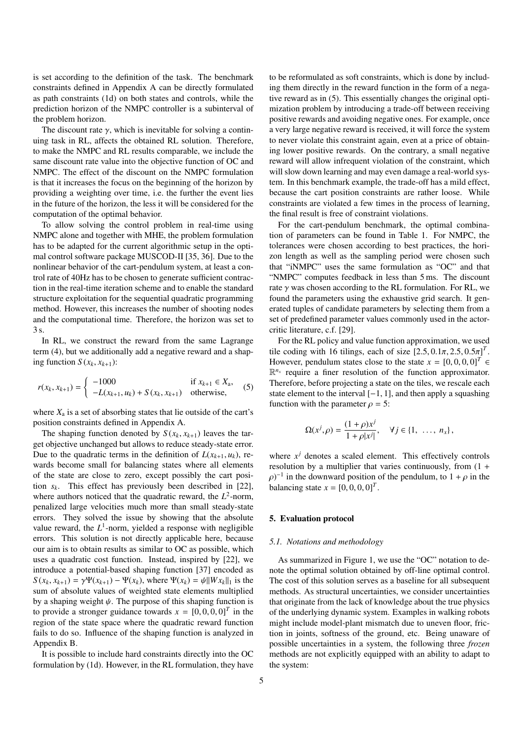is set according to the definition of the task. The benchmark constraints defined in Appendix A can be directly formulated as path constraints (1d) on both states and controls, while the prediction horizon of the NMPC controller is a subinterval of the problem horizon.

The discount rate $\gamma$, which is inevitable for solving a continuing task in RL, affects the obtained RL solution. Therefore, to make the NMPC and RL results comparable, we include the same discount rate value into the objective function of OC and NMPC. The effect of the discount on the NMPC formulation is that it increases the focus on the beginning of the horizon by providing a weighting over time, i.e. the further the event lies in the future of the horizon, the less it will be considered for the computation of the optimal behavior.

To allow solving the control problem in real-time using NMPC alone and together with MHE, the problem formulation has to be adapted for the current algorithmic setup in the optimal control software package MUSCOD-II [35, 36]. Due to the nonlinear behavior of the cart-pendulum system, at least a control rate of 40Hz has to be chosen to generate sufficient contraction in the real-time iteration scheme and to enable the standard structure exploitation for the sequential quadratic programming method. However, this increases the number of shooting nodes and the computational time. Therefore, the horizon was set to 3 s.

In RL, we construct the reward from the same Lagrange term (4), but we additionally add a negative reward and a shaping function $S(x_k, x_{k+1})$:

$$r(x_k, x_{k+1}) = \begin{cases} -1000 & \text{if } x_{k+1} \in X_\text{a}, \\ -L(x_{k+1}, u_k) + S(x_k, x_{k+1}) & \text{otherwise,} \end{cases} \quad (5)$$

where $X_\text{a}$ is a set of absorbing states that lie outside of the cart's position constraints defined in Appendix A.

The shaping function denoted by $S(x_k, x_{k+1})$ leaves the target objective unchanged but allows to reduce steady-state error. Due to the quadratic terms in the definition of $L(x_{k+1}, u_k)$, rewards become small for balancing states where all elements of the state are close to zero, except possibly the cart position $s_k$. This effect has previously been described in [22], where authors noticed that the quadratic reward, the $L^2$-norm, penalized large velocities much more than small steady-state errors. They solved the issue by showing that the absolute value reward, the $L^1$-norm, yielded a response with negligible errors. This solution is not directly applicable here, because our aim is to obtain results as similar to OC as possible, which uses a quadratic cost function. Instead, inspired by [22], we introduce a potential-based shaping function [37] encoded as $S(x_k, x_{k+1}) = \gamma\Psi(x_{k+1}) - \Psi(x_k)$, where $\Psi(x_k) = \psi\|Wx_k\|_1$ is the sum of absolute values of weighted state elements multiplied by a shaping weight $\psi$. The purpose of this shaping function is to provide a stronger guidance towards $x = [0, 0, 0, 0]^T$ in the region of the state space where the quadratic reward function fails to do so. Influence of the shaping function is analyzed in Appendix B.

It is possible to include hard constraints directly into the OC formulation by (1d). However, in the RL formulation, they have to be reformulated as soft constraints, which is done by including them directly in the reward function in the form of a negative reward as in (5). This essentially changes the original optimization problem by introducing a trade-off between receiving positive rewards and avoiding negative ones. For example, once a very large negative reward is received, it will force the system to never violate this constraint again, even at a price of obtaining lower positive rewards. On the contrary, a small negative reward will allow infrequent violation of the constraint, which will slow down learning and may even damage a real-world system. In this benchmark example, the trade-off has a mild effect, because the cart position constraints are rather loose. While constraints are violated a few times in the process of learning, the final result is free of constraint violations.

For the cart-pendulum benchmark, the optimal combination of parameters can be found in Table 1. For NMPC, the tolerances were chosen according to best practices, the horizon length as well as the sampling period were chosen such that "iNMPC" uses the same formulation as "OC" and that "NMPC" computes feedback in less than 5 ms. The discount rate $\gamma$ was chosen according to the RL formulation. For RL, we found the parameters using the exhaustive grid search. It generated tuples of candidate parameters by selecting them from a set of predefined parameter values commonly used in the actor-critic literature, c.f. [29].

For the RL policy and value function approximation, we used tile coding with 16 tilings, each of size $[2.5, 0.1\pi, 2.5, 0.5\pi]^T$. However, pendulum states close to the state $x = [0, 0, 0, 0]^T \in \mathbb{R}^{n_x}$ require a finer resolution of the function approximator. Therefore, before projecting a state on the tiles, we rescale each state element to the interval $[-1, 1]$, and then apply a squashing function with the parameter $\rho = 5$:

$$\Omega(x^j, \rho) = \frac{(1+\rho)x^j}{1+\rho|x^j|}, \quad \forall j \in \{1, \ \ldots, \ n_x\},$$

where $x^j$ denotes a scaled element. This effectively controls resolution by a multiplier that varies continuously, from $(1+\rho)^{-1}$ in the downward position of the pendulum, to $1+\rho$ in the balancing state $x = [0, 0, 0, 0]^T$.

## 5. Evaluation protocol

### *5.1. Notations and methodology*

As summarized in Figure 1, we use the "OC" notation to denote the optimal solution obtained by off-line optimal control. The cost of this solution serves as a baseline for all subsequent methods. As structural uncertainties, we consider uncertainties that originate from the lack of knowledge about the true physics of the underlying dynamic system. Examples in walking robots might include model-plant mismatch due to uneven floor, friction in joints, softness of the ground, etc. Being unaware of possible uncertainties in a system, the following three *frozen* methods are not explicitly equipped with an ability to adapt to the system: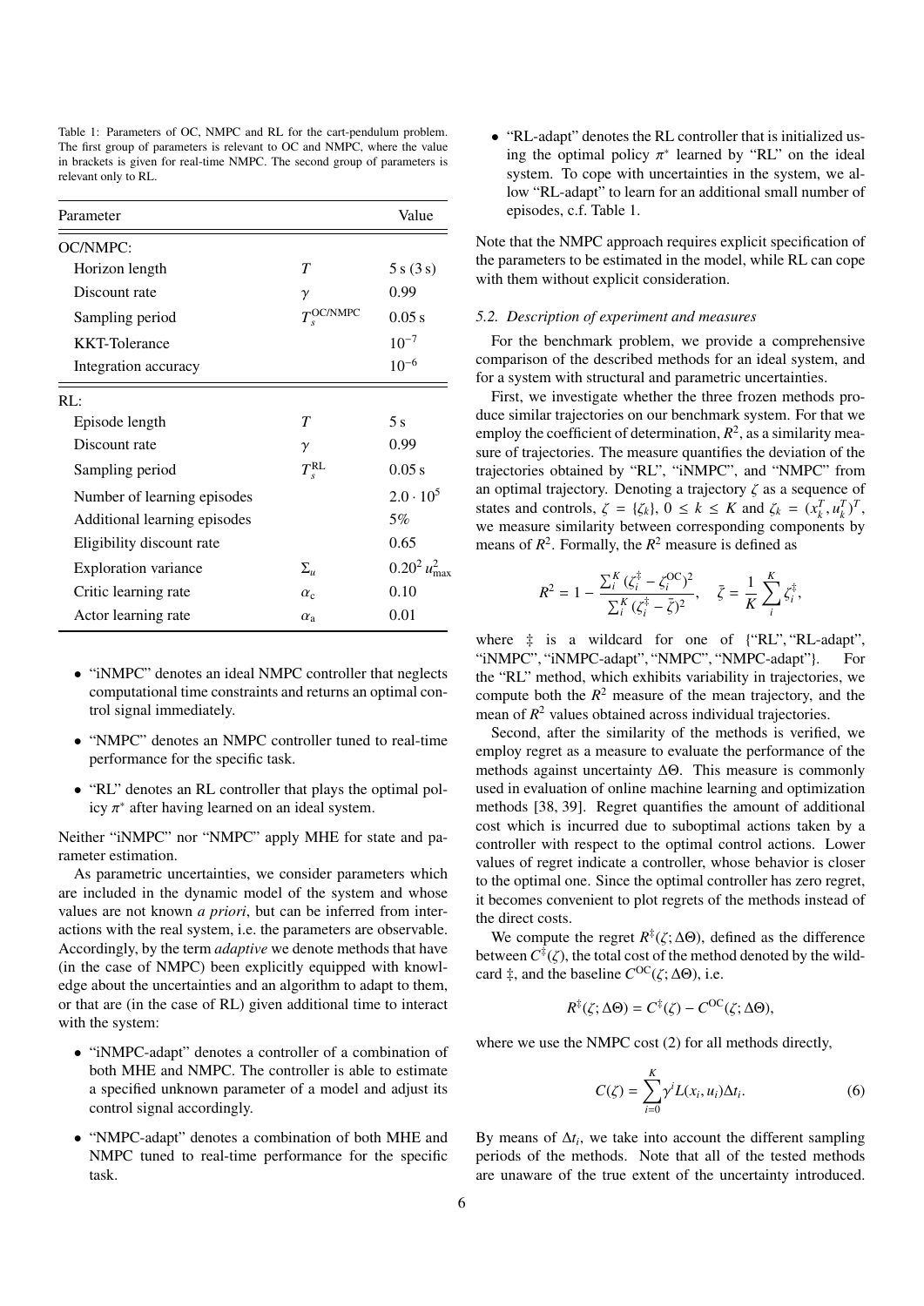Table 1: Parameters of OC, NMPC and RL for the cart-pendulum problem. The first group of parameters is relevant to OC and NMPC, where the value in brackets is given for real-time NMPC. The second group of parameters is relevant only to RL.

| Parameter | | Value |
|---|---|---|
| OC/NMPC: | | |
| Horizon length | $T$ | 5 s (3 s) |
| Discount rate | $\gamma$ | 0.99 |
| Sampling period | $T_s^{\mathrm{OC/NMPC}}$ | 0.05 s |
| KKT-Tolerance | | $10^{-7}$ |
| Integration accuracy | | $10^{-6}$ |
| RL: | | |
| Episode length | $T$ | 5 s |
| Discount rate | $\gamma$ | 0.99 |
| Sampling period | $T_s^{\mathrm{RL}}$ | 0.05 s |
| Number of learning episodes | | $2.0 \cdot 10^5$ |
| Additional learning episodes | | 5% |
| Eligibility discount rate | | 0.65 |
| Exploration variance | $\Sigma_u$ | $0.20^2\, u_{\max}^2$ |
| Critic learning rate | $\alpha_{\mathrm{c}}$ | 0.10 |
| Actor learning rate | $\alpha_{\mathrm{a}}$ | 0.01 |

- "iNMPC" denotes an ideal NMPC controller that neglects computational time constraints and returns an optimal control signal immediately.
- "NMPC" denotes an NMPC controller tuned to real-time performance for the specific task.
- "RL" denotes an RL controller that plays the optimal policy $\pi^*$ after having learned on an ideal system.

Neither "iNMPC" nor "NMPC" apply MHE for state and parameter estimation.

As parametric uncertainties, we consider parameters which are included in the dynamic model of the system and whose values are not known *a priori*, but can be inferred from interactions with the real system, i.e. the parameters are observable. Accordingly, by the term *adaptive* we denote methods that have (in the case of NMPC) been explicitly equipped with knowledge about the uncertainties and an algorithm to adapt to them, or that are (in the case of RL) given additional time to interact with the system:

- "iNMPC-adapt" denotes a controller of a combination of both MHE and NMPC. The controller is able to estimate a specified unknown parameter of a model and adjust its control signal accordingly.
- "NMPC-adapt" denotes a combination of both MHE and NMPC tuned to real-time performance for the specific task.
- "RL-adapt" denotes the RL controller that is initialized using the optimal policy $\pi^*$ learned by "RL" on the ideal system. To cope with uncertainties in the system, we allow "RL-adapt" to learn for an additional small number of episodes, c.f. Table 1.

Note that the NMPC approach requires explicit specification of the parameters to be estimated in the model, while RL can cope with them without explicit consideration.

### 5.2. Description of experiment and measures

For the benchmark problem, we provide a comprehensive comparison of the described methods for an ideal system, and for a system with structural and parametric uncertainties.

First, we investigate whether the three frozen methods produce similar trajectories on our benchmark system. For that we employ the coefficient of determination, $R^2$, as a similarity measure of trajectories. The measure quantifies the deviation of the trajectories obtained by "RL", "iNMPC", and "NMPC" from an optimal trajectory. Denoting a trajectory $\zeta$ as a sequence of states and controls, $\zeta = \{\zeta_k\}$, $0 \le k \le K$ and $\zeta_k = (x_k^T, u_k^T)^T$, we measure similarity between corresponding components by means of $R^2$. Formally, the $R^2$ measure is defined as

$$R^2 = 1 - \frac{\sum_i^K (\zeta_i^{\ddagger} - \zeta_i^{\mathrm{OC}})^2}{\sum_i^K (\zeta_i^{\ddagger} - \bar{\zeta})^2}, \quad \bar{\zeta} = \frac{1}{K}\sum_i^K \zeta_i^{\ddagger},$$

where $\ddagger$ is a wildcard for one of {"RL", "RL-adapt", "iNMPC", "iNMPC-adapt", "NMPC", "NMPC-adapt"}. For the "RL" method, which exhibits variability in trajectories, we compute both the $R^2$ measure of the mean trajectory, and the mean of $R^2$ values obtained across individual trajectories.

Second, after the similarity of the methods is verified, we employ regret as a measure to evaluate the performance of the methods against uncertainty $\Delta\Theta$. This measure is commonly used in evaluation of online machine learning and optimization methods [38, 39]. Regret quantifies the amount of additional cost which is incurred due to suboptimal actions taken by a controller with respect to the optimal control actions. Lower values of regret indicate a controller, whose behavior is closer to the optimal one. Since the optimal controller has zero regret, it becomes convenient to plot regrets of the methods instead of the direct costs.

We compute the regret $R^{\ddagger}(\zeta; \Delta\Theta)$, defined as the difference between $C^{\ddagger}(\zeta)$, the total cost of the method denoted by the wildcard $\ddagger$, and the baseline $C^{\mathrm{OC}}(\zeta; \Delta\Theta)$, i.e.

$$R^{\ddagger}(\zeta; \Delta\Theta) = C^{\ddagger}(\zeta) - C^{\mathrm{OC}}(\zeta; \Delta\Theta),$$

where we use the NMPC cost (2) for all methods directly,

$$C(\zeta) = \sum_{i=0}^{K} \gamma^i L(x_i, u_i)\Delta t_i. \tag{6}$$

By means of $\Delta t_i$, we take into account the different sampling periods of the methods. Note that all of the tested methods are unaware of the true extent of the uncertainty introduced.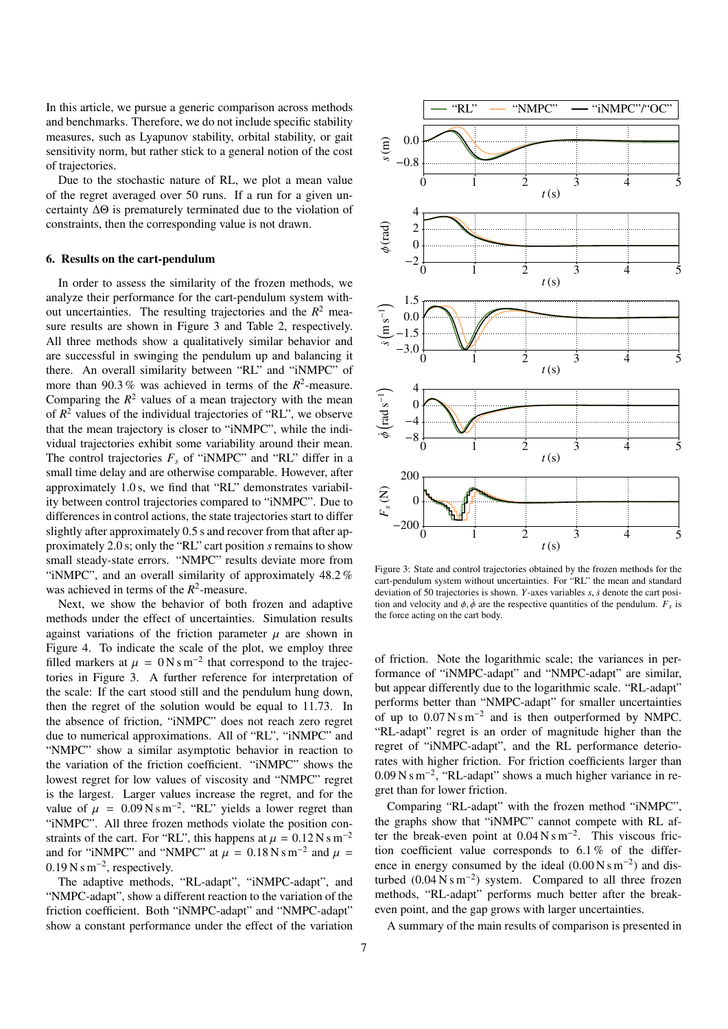In this article, we pursue a generic comparison across methods and benchmarks. Therefore, we do not include specific stability measures, such as Lyapunov stability, orbital stability, or gait sensitivity norm, but rather stick to a general notion of the cost of trajectories.

Due to the stochastic nature of RL, we plot a mean value of the regret averaged over 50 runs. If a run for a given uncertainty $\Delta\Theta$ is prematurely terminated due to the violation of constraints, then the corresponding value is not drawn.

### 6. Results on the cart-pendulum

In order to assess the similarity of the frozen methods, we analyze their performance for the cart-pendulum system without uncertainties. The resulting trajectories and the $R^2$ measure results are shown in Figure 3 and Table 2, respectively. All three methods show a qualitatively similar behavior and are successful in swinging the pendulum up and balancing it there. An overall similarity between "RL" and "iNMPC" of more than 90.3 % was achieved in terms of the $R^2$-measure. Comparing the $R^2$ values of a mean trajectory with the mean of $R^2$ values of the individual trajectories of "RL", we observe that the mean trajectory is closer to "iNMPC", while the individual trajectories exhibit some variability around their mean. The control trajectories $F_s$ of "iNMPC" and "RL" differ in a small time delay and are otherwise comparable. However, after approximately 1.0 s, we find that "RL" demonstrates variability between control trajectories compared to "iNMPC". Due to differences in control actions, the state trajectories start to differ slightly after approximately 0.5 s and recover from that after approximately 2.0 s; only the "RL" cart position $s$ remains to show small steady-state errors. "NMPC" results deviate more from "iNMPC", and an overall similarity of approximately 48.2 % was achieved in terms of the $R^2$-measure.

Figure 3: State and control trajectories obtained by the frozen methods for the cart-pendulum system without uncertainties. For "RL" the mean and standard deviation of 50 trajectories is shown. $Y$-axes variables $s, \dot{s}$ denote the cart position and velocity and $\phi, \dot{\phi}$ are the respective quantities of the pendulum. $F_s$ is the force acting on the cart body.

Next, we show the behavior of both frozen and adaptive methods under the effect of uncertainties. Simulation results against variations of the friction parameter $\mu$ are shown in Figure 4. To indicate the scale of the plot, we employ three filled markers at $\mu = 0\,\mathrm{N\,s\,m^{-2}}$ that correspond to the trajectories in Figure 3. A further reference for interpretation of the scale: If the cart stood still and the pendulum hung down, then the regret of the solution would be equal to 11.73. In the absence of friction, "iNMPC" does not reach zero regret due to numerical approximations. All of "RL", "iNMPC" and "NMPC" show a similar asymptotic behavior in reaction to the variation of the friction coefficient. "iNMPC" shows the lowest regret for low values of viscosity and "NMPC" regret is the largest. Larger values increase the regret, and for the value of $\mu = 0.09\,\mathrm{N\,s\,m^{-2}}$, "RL" yields a lower regret than "iNMPC". All three frozen methods violate the position constraints of the cart. For "RL", this happens at $\mu = 0.12\,\mathrm{N\,s\,m^{-2}}$ and for "iNMPC" and "NMPC" at $\mu = 0.18\,\mathrm{N\,s\,m^{-2}}$ and $\mu = 0.19\,\mathrm{N\,s\,m^{-2}}$, respectively.

The adaptive methods, "RL-adapt", "iNMPC-adapt", and "NMPC-adapt", show a different reaction to the variation of the friction coefficient. Both "iNMPC-adapt" and "NMPC-adapt" show a constant performance under the effect of the variation of friction. Note the logarithmic scale; the variances in performance of "iNMPC-adapt" and "NMPC-adapt" are similar, but appear differently due to the logarithmic scale. "RL-adapt" performs better than "NMPC-adapt" for smaller uncertainties of up to $0.07\,\mathrm{N\,s\,m^{-2}}$ and is then outperformed by NMPC. "RL-adapt" regret is an order of magnitude higher than the regret of "iNMPC-adapt", and the RL performance deteriorates with higher friction. For friction coefficients larger than $0.09\,\mathrm{N\,s\,m^{-2}}$, "RL-adapt" shows a much higher variance in regret than for lower friction.

Comparing "RL-adapt" with the frozen method "iNMPC", the graphs show that "iNMPC" cannot compete with RL after the break-even point at $0.04\,\mathrm{N\,s\,m^{-2}}$. This viscous friction coefficient value corresponds to 6.1 % of the difference in energy consumed by the ideal ($0.00\,\mathrm{N\,s\,m^{-2}}$) and disturbed ($0.04\,\mathrm{N\,s\,m^{-2}}$) system. Compared to all three frozen methods, "RL-adapt" performs much better after the break-even point, and the gap grows with larger uncertainties.

A summary of the main results of comparison is presented in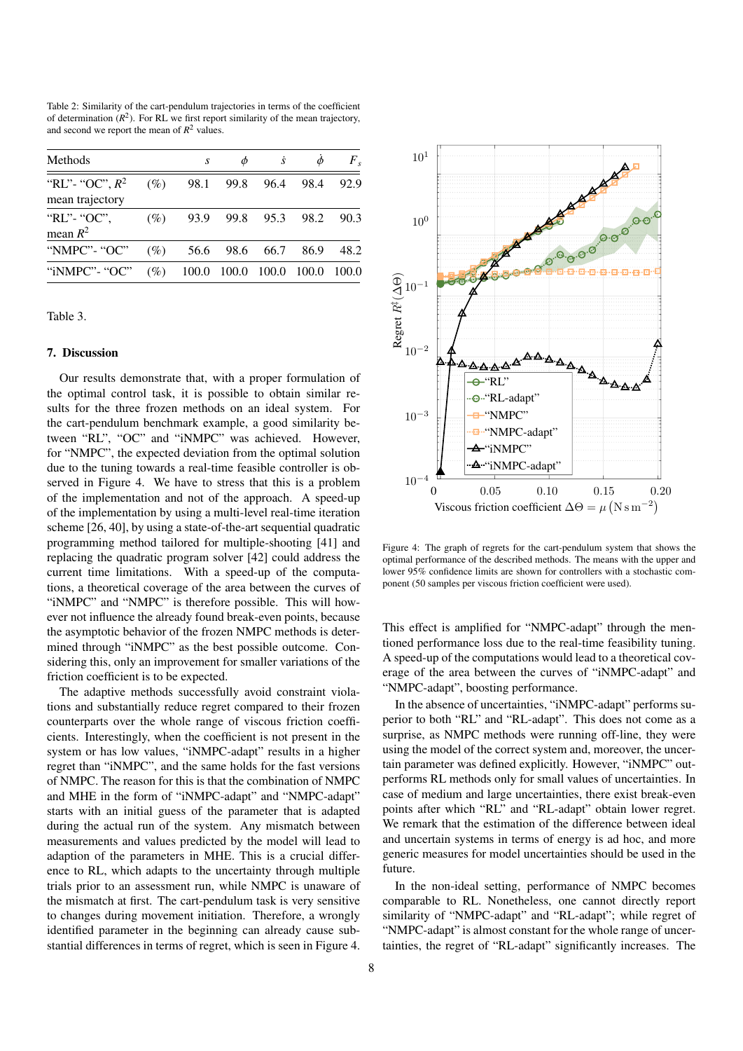Table 2: Similarity of the cart-pendulum trajectories in terms of the coefficient of determination ($R^2$). For RL we first report similarity of the mean trajectory, and second we report the mean of $R^2$ values.

| Methods | | $s$ | $\phi$ | $\dot{s}$ | $\dot{\phi}$ | $F_s$ |
|---|---|---|---|---|---|---|
| "RL"- "OC", $R^2$ mean trajectory | (%) | 98.1 | 99.8 | 96.4 | 98.4 | 92.9 |
| "RL"- "OC", mean $R^2$ | (%) | 93.9 | 99.8 | 95.3 | 98.2 | 90.3 |
| "NMPC"- "OC" | (%) | 56.6 | 98.6 | 66.7 | 86.9 | 48.2 |
| "iNMPC"- "OC" | (%) | 100.0 | 100.0 | 100.0 | 100.0 | 100.0 |

Table 3.

## 7. Discussion

Our results demonstrate that, with a proper formulation of the optimal control task, it is possible to obtain similar results for the three frozen methods on an ideal system. For the cart-pendulum benchmark example, a good similarity between "RL", "OC" and "iNMPC" was achieved. However, for "NMPC", the expected deviation from the optimal solution due to the tuning towards a real-time feasible controller is observed in Figure 4. We have to stress that this is a problem of the implementation and not of the approach. A speed-up of the implementation by using a multi-level real-time iteration scheme [26, 40], by using a state-of-the-art sequential quadratic programming method tailored for multiple-shooting [41] and replacing the quadratic program solver [42] could address the current time limitations. With a speed-up of the computations, a theoretical coverage of the area between the curves of "iNMPC" and "NMPC" is therefore possible. This will however not influence the already found break-even points, because the asymptotic behavior of the frozen NMPC methods is determined through "iNMPC" as the best possible outcome. Considering this, only an improvement for smaller variations of the friction coefficient is to be expected.

The adaptive methods successfully avoid constraint violations and substantially reduce regret compared to their frozen counterparts over the whole range of viscous friction coefficients. Interestingly, when the coefficient is not present in the system or has low values, "iNMPC-adapt" results in a higher regret than "iNMPC", and the same holds for the fast versions of NMPC. The reason for this is that the combination of NMPC and MHE in the form of "iNMPC-adapt" and "NMPC-adapt" starts with an initial guess of the parameter that is adapted during the actual run of the system. Any mismatch between measurements and values predicted by the model will lead to adaption of the parameters in MHE. This is a crucial difference to RL, which adapts to the uncertainty through multiple trials prior to an assessment run, while NMPC is unaware of the mismatch at first. The cart-pendulum task is very sensitive to changes during movement initiation. Therefore, a wrongly identified parameter in the beginning can already cause substantial differences in terms of regret, which is seen in Figure 4.

Figure 4: The graph of regrets for the cart-pendulum system that shows the optimal performance of the described methods. The means with the upper and lower 95% confidence limits are shown for controllers with a stochastic component (50 samples per viscous friction coefficient were used).

This effect is amplified for "NMPC-adapt" through the mentioned performance loss due to the real-time feasibility tuning. A speed-up of the computations would lead to a theoretical coverage of the area between the curves of "iNMPC-adapt" and "NMPC-adapt", boosting performance.

In the absence of uncertainties, "iNMPC-adapt" performs superior to both "RL" and "RL-adapt". This does not come as a surprise, as NMPC methods were running off-line, they were using the model of the correct system and, moreover, the uncertain parameter was defined explicitly. However, "iNMPC" outperforms RL methods only for small values of uncertainties. In case of medium and large uncertainties, there exist break-even points after which "RL" and "RL-adapt" obtain lower regret. We remark that the estimation of the difference between ideal and uncertain systems in terms of energy is ad hoc, and more generic measures for model uncertainties should be used in the future.

In the non-ideal setting, performance of NMPC becomes comparable to RL. Nonetheless, one cannot directly report similarity of "NMPC-adapt" and "RL-adapt"; while regret of "NMPC-adapt" is almost constant for the whole range of uncertainties, the regret of "RL-adapt" significantly increases. The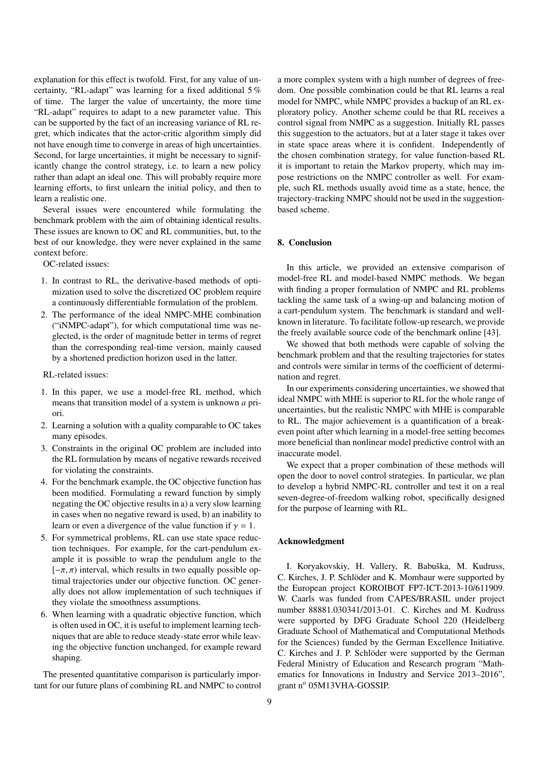explanation for this effect is twofold. First, for any value of uncertainty, "RL-adapt" was learning for a fixed additional 5 % of time. The larger the value of uncertainty, the more time "RL-adapt" requires to adapt to a new parameter value. This can be supported by the fact of an increasing variance of RL regret, which indicates that the actor-critic algorithm simply did not have enough time to converge in areas of high uncertainties. Second, for large uncertainties, it might be necessary to significantly change the control strategy, i.e. to learn a new policy rather than adapt an ideal one. This will probably require more learning efforts, to first unlearn the initial policy, and then to learn a realistic one.

Several issues were encountered while formulating the benchmark problem with the aim of obtaining identical results. These issues are known to OC and RL communities, but, to the best of our knowledge, they were never explained in the same context before.

OC-related issues:

1. In contrast to RL, the derivative-based methods of optimization used to solve the discretized OC problem require a continuously differentiable formulation of the problem.
2. The performance of the ideal NMPC-MHE combination ("iNMPC-adapt"), for which computational time was neglected, is the order of magnitude better in terms of regret than the corresponding real-time version, mainly caused by a shortened prediction horizon used in the latter.

RL-related issues:

1. In this paper, we use a model-free RL method, which means that transition model of a system is unknown *a priori*.
2. Learning a solution with a quality comparable to OC takes many episodes.
3. Constraints in the original OC problem are included into the RL formulation by means of negative rewards received for violating the constraints.
4. For the benchmark example, the OC objective function has been modified. Formulating a reward function by simply negating the OC objective results in a) a very slow learning in cases when no negative reward is used, b) an inability to learn or even a divergence of the value function if $\gamma = 1$.
5. For symmetrical problems, RL can use state space reduction techniques. For example, for the cart-pendulum example it is possible to wrap the pendulum angle to the $[-\pi, \pi)$ interval, which results in two equally possible optimal trajectories under our objective function. OC generally does not allow implementation of such techniques if they violate the smoothness assumptions.
6. When learning with a quadratic objective function, which is often used in OC, it is useful to implement learning techniques that are able to reduce steady-state error while leaving the objective function unchanged, for example reward shaping.

The presented quantitative comparison is particularly important for our future plans of combining RL and NMPC to control a more complex system with a high number of degrees of freedom. One possible combination could be that RL learns a real model for NMPC, while NMPC provides a backup of an RL exploratory policy. Another scheme could be that RL receives a control signal from NMPC as a suggestion. Initially RL passes this suggestion to the actuators, but at a later stage it takes over in state space areas where it is confident. Independently of the chosen combination strategy, for value function-based RL it is important to retain the Markov property, which may impose restrictions on the NMPC controller as well. For example, such RL methods usually avoid time as a state, hence, the trajectory-tracking NMPC should not be used in the suggestion-based scheme.

## 8. Conclusion

In this article, we provided an extensive comparison of model-free RL and model-based NMPC methods. We began with finding a proper formulation of NMPC and RL problems tackling the same task of a swing-up and balancing motion of a cart-pendulum system. The benchmark is standard and well-known in literature. To facilitate follow-up research, we provide the freely available source code of the benchmark online [43].

We showed that both methods were capable of solving the benchmark problem and that the resulting trajectories for states and controls were similar in terms of the coefficient of determination and regret.

In our experiments considering uncertainties, we showed that ideal NMPC with MHE is superior to RL for the whole range of uncertainties, but the realistic NMPC with MHE is comparable to RL. The major achievement is a quantification of a break-even point after which learning in a model-free setting becomes more beneficial than nonlinear model predictive control with an inaccurate model.

We expect that a proper combination of these methods will open the door to novel control strategies. In particular, we plan to develop a hybrid NMPC-RL controller and test it on a real seven-degree-of-freedom walking robot, specifically designed for the purpose of learning with RL.

## Acknowledgment

I. Koryakovskiy, H. Vallery, R. Babuška, M. Kudruss, C. Kirches, J. P. Schlöder and K. Mombaur were supported by the European project KOROIBOT FP7-ICT-2013-10/611909. W. Caarls was funded from CAPES/BRASIL under project number 88881.030341/2013-01. C. Kirches and M. Kudruss were supported by DFG Graduate School 220 (Heidelberg Graduate School of Mathematical and Computational Methods for the Sciences) funded by the German Excellence Initiative. C. Kirches and J. P. Schlöder were supported by the German Federal Ministry of Education and Research program "Mathematics for Innovations in Industry and Service 2013–2016", grant n[o] 05M13VHA-GOSSIP.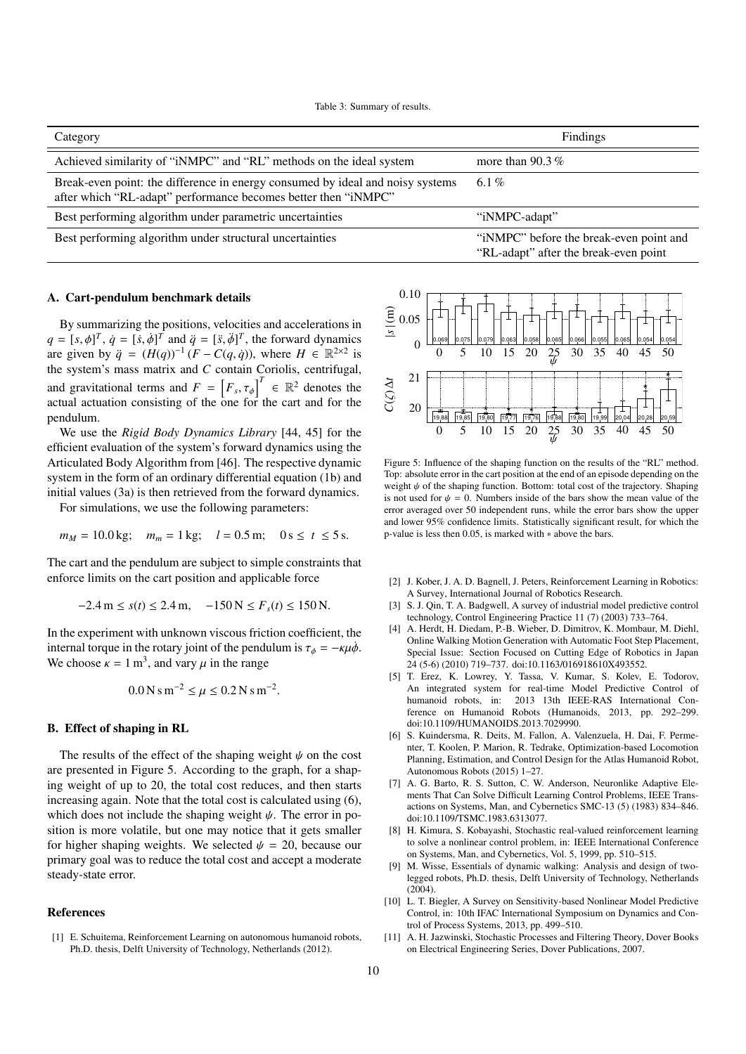Table 3: Summary of results.

| Category | Findings |
|---|---|
| Achieved similarity of "iNMPC" and "RL" methods on the ideal system | more than 90.3 % |
| Break-even point: the difference in energy consumed by ideal and noisy systems after which "RL-adapt" performance becomes better then "iNMPC" | 6.1 % |
| Best performing algorithm under parametric uncertainties | "iNMPC-adapt" |
| Best performing algorithm under structural uncertainties | "iNMPC" before the break-even point and "RL-adapt" after the break-even point |

## A. Cart-pendulum benchmark details

By summarizing the positions, velocities and accelerations in $q = [s, \phi]^T$, $\dot{q} = [\dot{s}, \dot{\phi}]^T$ and $\ddot{q} = [\ddot{s}, \ddot{\phi}]^T$, the forward dynamics are given by $\ddot{q} = (H(q))^{-1}(F - C(q, \dot{q}))$, where $H \in \mathbb{R}^{2\times 2}$ is the system's mass matrix and $C$ contain Coriolis, centrifugal, and gravitational terms and $F = \left[F_s, \tau_\phi\right]^T \in \mathbb{R}^2$ denotes the actual actuation consisting of the one for the cart and for the pendulum.

We use the *Rigid Body Dynamics Library* [44, 45] for the efficient evaluation of the system's forward dynamics using the Articulated Body Algorithm from [46]. The respective dynamic system in the form of an ordinary differential equation (1b) and initial values (3a) is then retrieved from the forward dynamics.

For simulations, we use the following parameters:

$$m_M = 10.0\,\text{kg}; \quad m_m = 1\,\text{kg}; \quad l = 0.5\,\text{m}; \quad 0\,\text{s} \leq t \leq 5\,\text{s}.$$

The cart and the pendulum are subject to simple constraints that enforce limits on the cart position and applicable force

$$-2.4\,\text{m} \leq s(t) \leq 2.4\,\text{m}, \quad -150\,\text{N} \leq F_s(t) \leq 150\,\text{N}.$$

In the experiment with unknown viscous friction coefficient, the internal torque in the rotary joint of the pendulum is $\tau_\phi = -\kappa\mu\dot{\phi}$. We choose $\kappa = 1\,\text{m}^3$, and vary $\mu$ in the range

$$0.0\,\text{N}\,\text{s}\,\text{m}^{-2} \leq \mu \leq 0.2\,\text{N}\,\text{s}\,\text{m}^{-2}.$$

## B. Effect of shaping in RL

The results of the effect of the shaping weight $\psi$ on the cost are presented in Figure 5. According to the graph, for a shaping weight of up to 20, the total cost reduces, and then starts increasing again. Note that the total cost is calculated using (6), which does not include the shaping weight $\psi$. The error in position is more volatile, but one may notice that it gets smaller for higher shaping weights. We selected $\psi = 20$, because our primary goal was to reduce the total cost and accept a moderate steady-state error.

Figure 5: Influence of the shaping function on the results of the "RL" method. Top: absolute error in the cart position at the end of an episode depending on the weight $\psi$ of the shaping function. Bottom: total cost of the trajectory. Shaping is not used for $\psi = 0$. Numbers inside of the bars show the mean value of the error averaged over 50 independent runs, while the error bars show the upper and lower 95% confidence limits. Statistically significant result, for which the p-value is less then 0.05, is marked with ∗ above the bars.

## References

[1] E. Schuitema, Reinforcement Learning on autonomous humanoid robots, Ph.D. thesis, Delft University of Technology, Netherlands (2012).

[2] J. Kober, J. A. D. Bagnell, J. Peters, Reinforcement Learning in Robotics: A Survey, International Journal of Robotics Research.

[3] S. J. Qin, T. A. Badgwell, A survey of industrial model predictive control technology, Control Engineering Practice 11 (7) (2003) 733–764.

[4] A. Herdt, H. Diedam, P.-B. Wieber, D. Dimitrov, K. Mombaur, M. Diehl, Online Walking Motion Generation with Automatic Foot Step Placement, Special Issue: Section Focused on Cutting Edge of Robotics in Japan 24 (5-6) (2010) 719–737. doi:10.1163/016918610X493552.

[5] T. Erez, K. Lowrey, Y. Tassa, V. Kumar, S. Kolev, E. Todorov, An integrated system for real-time Model Predictive Control of humanoid robots, in: 2013 13th IEEE-RAS International Conference on Humanoid Robots (Humanoids, 2013, pp. 292–299. doi:10.1109/HUMANOIDS.2013.7029990.

[6] S. Kuindersma, R. Deits, M. Fallon, A. Valenzuela, H. Dai, F. Permenter, T. Koolen, P. Marion, R. Tedrake, Optimization-based Locomotion Planning, Estimation, and Control Design for the Atlas Humanoid Robot, Autonomous Robots (2015) 1–27.

[7] A. G. Barto, R. S. Sutton, C. W. Anderson, Neuronlike Adaptive Elements That Can Solve Difficult Learning Control Problems, IEEE Transactions on Systems, Man, and Cybernetics SMC-13 (5) (1983) 834–846. doi:10.1109/TSMC.1983.6313077.

[8] H. Kimura, S. Kobayashi, Stochastic real-valued reinforcement learning to solve a nonlinear control problem, in: IEEE International Conference on Systems, Man, and Cybernetics, Vol. 5, 1999, pp. 510–515.

[9] M. Wisse, Essentials of dynamic walking: Analysis and design of two-legged robots, Ph.D. thesis, Delft University of Technology, Netherlands (2004).

[10] L. T. Biegler, A Survey on Sensitivity-based Nonlinear Model Predictive Control, in: 10th IFAC International Symposium on Dynamics and Control of Process Systems, 2013, pp. 499–510.

[11] A. H. Jazwinski, Stochastic Processes and Filtering Theory, Dover Books on Electrical Engineering Series, Dover Publications, 2007.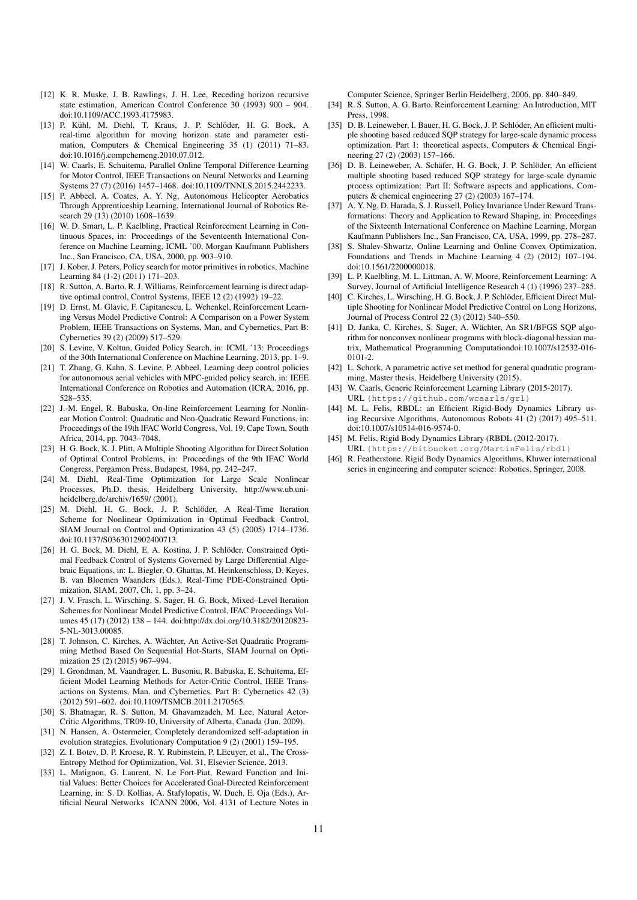[12] K. R. Muske, J. B. Rawlings, J. H. Lee, Receding horizon recursive state estimation, American Control Conference 30 (1993) 900 – 904. doi:10.1109/ACC.1993.4175983.

[13] P. Kühl, M. Diehl, T. Kraus, J. P. Schlöder, H. G. Bock, A real-time algorithm for moving horizon state and parameter estimation, Computers & Chemical Engineering 35 (1) (2011) 71–83. doi:10.1016/j.compchemeng.2010.07.012.

[14] W. Caarls, E. Schuitema, Parallel Online Temporal Difference Learning for Motor Control, IEEE Transactions on Neural Networks and Learning Systems 27 (7) (2016) 1457–1468. doi:10.1109/TNNLS.2015.2442233.

[15] P. Abbeel, A. Coates, A. Y. Ng, Autonomous Helicopter Aerobatics Through Apprenticeship Learning, International Journal of Robotics Research 29 (13) (2010) 1608–1639.

[16] W. D. Smart, L. P. Kaelbling, Practical Reinforcement Learning in Continuous Spaces, in: Proceedings of the Seventeenth International Conference on Machine Learning, ICML '00, Morgan Kaufmann Publishers Inc., San Francisco, CA, USA, 2000, pp. 903–910.

[17] J. Kober, J. Peters, Policy search for motor primitives in robotics, Machine Learning 84 (1-2) (2011) 171–203.

[18] R. Sutton, A. Barto, R. J. Williams, Reinforcement learning is direct adaptive optimal control, Control Systems, IEEE 12 (2) (1992) 19–22.

[19] D. Ernst, M. Glavic, F. Capitanescu, L. Wehenkel, Reinforcement Learning Versus Model Predictive Control: A Comparison on a Power System Problem, IEEE Transactions on Systems, Man, and Cybernetics, Part B: Cybernetics 39 (2) (2009) 517–529.

[20] S. Levine, V. Koltun, Guided Policy Search, in: ICML '13: Proceedings of the 30th International Conference on Machine Learning, 2013, pp. 1–9.

[21] T. Zhang, G. Kahn, S. Levine, P. Abbeel, Learning deep control policies for autonomous aerial vehicles with MPC-guided policy search, in: IEEE International Conference on Robotics and Automation (ICRA, 2016, pp. 528–535.

[22] J.-M. Engel, R. Babuska, On-line Reinforcement Learning for Nonlinear Motion Control: Quadratic and Non-Quadratic Reward Functions, in: Proceedings of the 19th IFAC World Congress, Vol. 19, Cape Town, South Africa, 2014, pp. 7043–7048.

[23] H. G. Bock, K. J. Plitt, A Multiple Shooting Algorithm for Direct Solution of Optimal Control Problems, in: Proceedings of the 9th IFAC World Congress, Pergamon Press, Budapest, 1984, pp. 242–247.

[24] M. Diehl, Real-Time Optimization for Large Scale Nonlinear Processes, Ph.D. thesis, Heidelberg University, http://www.ub.uni-heidelberg.de/archiv/1659/ (2001).

[25] M. Diehl, H. G. Bock, J. P. Schlöder, A Real-Time Iteration Scheme for Nonlinear Optimization in Optimal Feedback Control, SIAM Journal on Control and Optimization 43 (5) (2005) 1714–1736. doi:10.1137/S0363012902400713.

[26] H. G. Bock, M. Diehl, E. A. Kostina, J. P. Schlöder, Constrained Optimal Feedback Control of Systems Governed by Large Differential Algebraic Equations, in: L. Biegler, O. Ghattas, M. Heinkenschloss, D. Keyes, B. van Bloemen Waanders (Eds.), Real-Time PDE-Constrained Optimization, SIAM, 2007, Ch. 1, pp. 3–24.

[27] J. V. Frasch, L. Wirsching, S. Sager, H. G. Bock, Mixed–Level Iteration Schemes for Nonlinear Model Predictive Control, IFAC Proceedings Volumes 45 (17) (2012) 138 – 144. doi:http://dx.doi.org/10.3182/20120823-5-NL-3013.00085.

[28] T. Johnson, C. Kirches, A. Wächter, An Active-Set Quadratic Programming Method Based On Sequential Hot-Starts, SIAM Journal on Optimization 25 (2) (2015) 967–994.

[29] I. Grondman, M. Vaandrager, L. Busoniu, R. Babuska, E. Schuitema, Efficient Model Learning Methods for Actor-Critic Control, IEEE Transactions on Systems, Man, and Cybernetics, Part B: Cybernetics 42 (3) (2012) 591–602. doi:10.1109/TSMCB.2011.2170565.

[30] S. Bhatnagar, R. S. Sutton, M. Ghavamzadeh, M. Lee, Natural Actor-Critic Algorithms, TR09-10, University of Alberta, Canada (Jun. 2009).

[31] N. Hansen, A. Ostermeier, Completely derandomized self-adaptation in evolution strategies, Evolutionary Computation 9 (2) (2001) 159–195.

[32] Z. I. Botev, D. P. Kroese, R. Y. Rubinstein, P. LEcuyer, et al., The Cross-Entropy Method for Optimization, Vol. 31, Elsevier Science, 2013.

[33] L. Matignon, G. Laurent, N. Le Fort-Piat, Reward Function and Initial Values: Better Choices for Accelerated Goal-Directed Reinforcement Learning, in: S. D. Kollias, A. Stafylopatis, W. Duch, E. Oja (Eds.), Artificial Neural Networks ICANN 2006, Vol. 4131 of Lecture Notes in Computer Science, Springer Berlin Heidelberg, 2006, pp. 840–849.

[34] R. S. Sutton, A. G. Barto, Reinforcement Learning: An Introduction, MIT Press, 1998.

[35] D. B. Leineweber, I. Bauer, H. G. Bock, J. P. Schlöder, An efficient multiple shooting based reduced SQP strategy for large-scale dynamic process optimization. Part 1: theoretical aspects, Computers & Chemical Engineering 27 (2) (2003) 157–166.

[36] D. B. Leineweber, A. Schäfer, H. G. Bock, J. P. Schlöder, An efficient multiple shooting based reduced SQP strategy for large-scale dynamic process optimization: Part II: Software aspects and applications, Computers & chemical engineering 27 (2) (2003) 167–174.

[37] A. Y. Ng, D. Harada, S. J. Russell, Policy Invariance Under Reward Transformations: Theory and Application to Reward Shaping, in: Proceedings of the Sixteenth International Conference on Machine Learning, Morgan Kaufmann Publishers Inc., San Francisco, CA, USA, 1999, pp. 278–287.

[38] S. Shalev-Shwartz, Online Learning and Online Convex Optimization, Foundations and Trends in Machine Learning 4 (2) (2012) 107–194. doi:10.1561/2200000018.

[39] L. P. Kaelbling, M. L. Littman, A. W. Moore, Reinforcement Learning: A Survey, Journal of Artificial Intelligence Research 4 (1) (1996) 237–285.

[40] C. Kirches, L. Wirsching, H. G. Bock, J. P. Schlöder, Efficient Direct Multiple Shooting for Nonlinear Model Predictive Control on Long Horizons, Journal of Process Control 22 (3) (2012) 540–550.

[41] D. Janka, C. Kirches, S. Sager, A. Wächter, An SR1/BFGS SQP algorithm for nonconvex nonlinear programs with block-diagonal hessian matrix, Mathematical Programming Computationdoi:10.1007/s12532-016-0101-2.

[42] L. Schork, A parametric active set method for general quadratic programming, Master thesis, Heidelberg University (2015).

[43] W. Caarls, Generic Reinforcement Learning Library (2015-2017).
URL {https://github.com/wcaarls/grl}

[44] M. L. Felis, RBDL: an Efficient Rigid-Body Dynamics Library using Recursive Algorithms, Autonomous Robots 41 (2) (2017) 495–511. doi:10.1007/s10514-016-9574-0.

[45] M. Felis, Rigid Body Dynamics Library (RBDL (2012-2017).
URL {https://bitbucket.org/MartinFelis/rbdl}

[46] R. Featherstone, Rigid Body Dynamics Algorithms, Kluwer international series in engineering and computer science: Robotics, Springer, 2008.